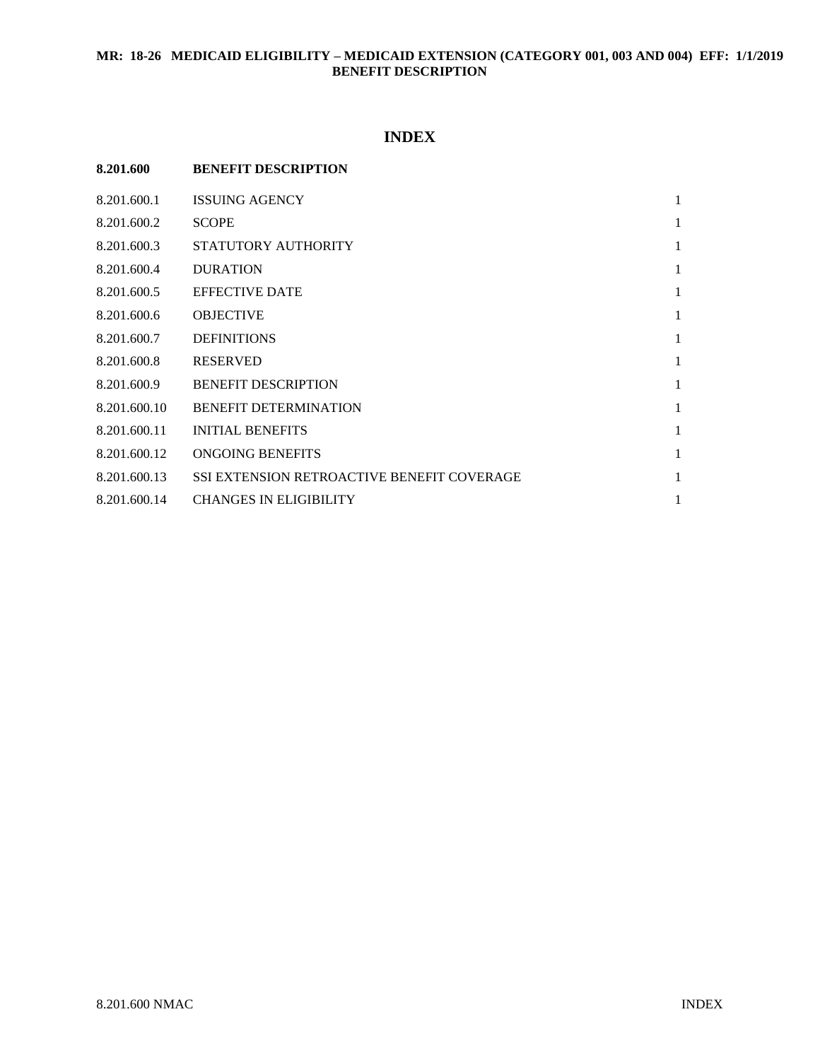**MR: 18-26 MEDICAID ELIGIBILITY – MEDICAID EXTENSION (CATEGORY 001, 003 AND 004) EFF: 1/1/2019**
**BENEFIT DESCRIPTION**

# INDEX

| **8.201.600** | **BENEFIT DESCRIPTION** | |
|---|---|---|
| 8.201.600.1 | ISSUING AGENCY | 1 |
| 8.201.600.2 | SCOPE | 1 |
| 8.201.600.3 | STATUTORY AUTHORITY | 1 |
| 8.201.600.4 | DURATION | 1 |
| 8.201.600.5 | EFFECTIVE DATE | 1 |
| 8.201.600.6 | OBJECTIVE | 1 |
| 8.201.600.7 | DEFINITIONS | 1 |
| 8.201.600.8 | RESERVED | 1 |
| 8.201.600.9 | BENEFIT DESCRIPTION | 1 |
| 8.201.600.10 | BENEFIT DETERMINATION | 1 |
| 8.201.600.11 | INITIAL BENEFITS | 1 |
| 8.201.600.12 | ONGOING BENEFITS | 1 |
| 8.201.600.13 | SSI EXTENSION RETROACTIVE BENEFIT COVERAGE | 1 |
| 8.201.600.14 | CHANGES IN ELIGIBILITY | 1 |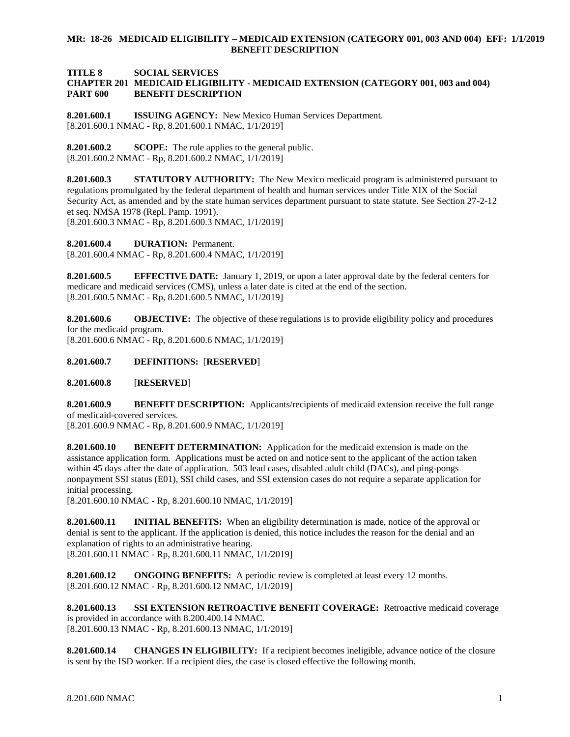**MR: 18-26 MEDICAID ELIGIBILITY – MEDICAID EXTENSION (CATEGORY 001, 003 AND 004) EFF: 1/1/2019 BENEFIT DESCRIPTION**

**TITLE 8 SOCIAL SERVICES**
**CHAPTER 201 MEDICAID ELIGIBILITY - MEDICAID EXTENSION (CATEGORY 001, 003 and 004)**
**PART 600 BENEFIT DESCRIPTION**

**8.201.600.1 ISSUING AGENCY:** New Mexico Human Services Department.
[8.201.600.1 NMAC - Rp, 8.201.600.1 NMAC, 1/1/2019]

**8.201.600.2 SCOPE:** The rule applies to the general public.
[8.201.600.2 NMAC - Rp, 8.201.600.2 NMAC, 1/1/2019]

**8.201.600.3 STATUTORY AUTHORITY:** The New Mexico medicaid program is administered pursuant to regulations promulgated by the federal department of health and human services under Title XIX of the Social Security Act, as amended and by the state human services department pursuant to state statute. See Section 27-2-12 et seq. NMSA 1978 (Repl. Pamp. 1991).
[8.201.600.3 NMAC - Rp, 8.201.600.3 NMAC, 1/1/2019]

**8.201.600.4 DURATION:** Permanent.
[8.201.600.4 NMAC - Rp, 8.201.600.4 NMAC, 1/1/2019]

**8.201.600.5 EFFECTIVE DATE:** January 1, 2019, or upon a later approval date by the federal centers for medicare and medicaid services (CMS), unless a later date is cited at the end of the section.
[8.201.600.5 NMAC - Rp, 8.201.600.5 NMAC, 1/1/2019]

**8.201.600.6 OBJECTIVE:** The objective of these regulations is to provide eligibility policy and procedures for the medicaid program.
[8.201.600.6 NMAC - Rp, 8.201.600.6 NMAC, 1/1/2019]

**8.201.600.7 DEFINITIONS:** [**RESERVED**]

**8.201.600.8** [**RESERVED**]

**8.201.600.9 BENEFIT DESCRIPTION:** Applicants/recipients of medicaid extension receive the full range of medicaid-covered services.
[8.201.600.9 NMAC - Rp, 8.201.600.9 NMAC, 1/1/2019]

**8.201.600.10 BENEFIT DETERMINATION:** Application for the medicaid extension is made on the assistance application form. Applications must be acted on and notice sent to the applicant of the action taken within 45 days after the date of application. 503 lead cases, disabled adult child (DACs), and ping-pongs nonpayment SSI status (E01), SSI child cases, and SSI extension cases do not require a separate application for initial processing.
[8.201.600.10 NMAC - Rp, 8.201.600.10 NMAC, 1/1/2019]

**8.201.600.11 INITIAL BENEFITS:** When an eligibility determination is made, notice of the approval or denial is sent to the applicant. If the application is denied, this notice includes the reason for the denial and an explanation of rights to an administrative hearing.
[8.201.600.11 NMAC - Rp, 8.201.600.11 NMAC, 1/1/2019]

**8.201.600.12 ONGOING BENEFITS:** A periodic review is completed at least every 12 months.
[8.201.600.12 NMAC - Rp, 8.201.600.12 NMAC, 1/1/2019]

**8.201.600.13 SSI EXTENSION RETROACTIVE BENEFIT COVERAGE:** Retroactive medicaid coverage is provided in accordance with 8.200.400.14 NMAC.
[8.201.600.13 NMAC - Rp, 8.201.600.13 NMAC, 1/1/2019]

**8.201.600.14 CHANGES IN ELIGIBILITY:** If a recipient becomes ineligible, advance notice of the closure is sent by the ISD worker. If a recipient dies, the case is closed effective the following month.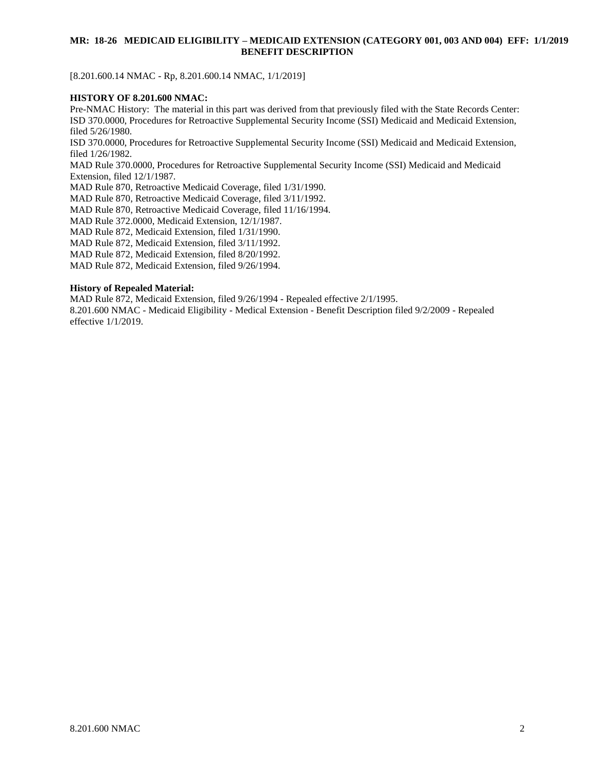[8.201.600.14 NMAC - Rp, 8.201.600.14 NMAC, 1/1/2019]

**HISTORY OF 8.201.600 NMAC:**

Pre-NMAC History: The material in this part was derived from that previously filed with the State Records Center:
ISD 370.0000, Procedures for Retroactive Supplemental Security Income (SSI) Medicaid and Medicaid Extension, filed 5/26/1980.
ISD 370.0000, Procedures for Retroactive Supplemental Security Income (SSI) Medicaid and Medicaid Extension, filed 1/26/1982.
MAD Rule 370.0000, Procedures for Retroactive Supplemental Security Income (SSI) Medicaid and Medicaid Extension, filed 12/1/1987.
MAD Rule 870, Retroactive Medicaid Coverage, filed 1/31/1990.
MAD Rule 870, Retroactive Medicaid Coverage, filed 3/11/1992.
MAD Rule 870, Retroactive Medicaid Coverage, filed 11/16/1994.
MAD Rule 372.0000, Medicaid Extension, 12/1/1987.
MAD Rule 872, Medicaid Extension, filed 1/31/1990.
MAD Rule 872, Medicaid Extension, filed 3/11/1992.
MAD Rule 872, Medicaid Extension, filed 8/20/1992.
MAD Rule 872, Medicaid Extension, filed 9/26/1994.

**History of Repealed Material:**

MAD Rule 872, Medicaid Extension, filed 9/26/1994 - Repealed effective 2/1/1995.
8.201.600 NMAC - Medicaid Eligibility - Medical Extension - Benefit Description filed 9/2/2009 - Repealed effective 1/1/2019.